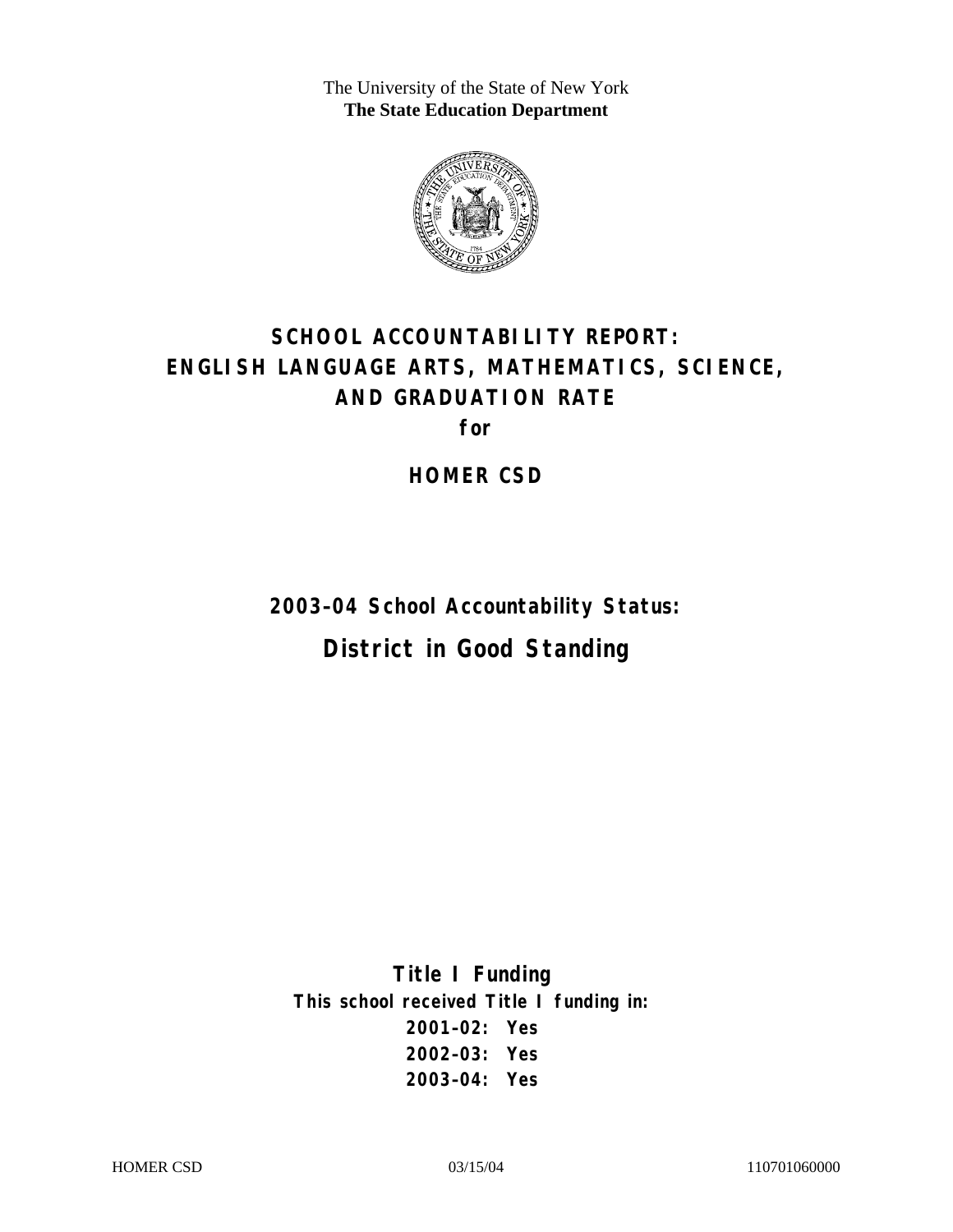The University of the State of New York
**The State Education Department**

# SCHOOL ACCOUNTABILITY REPORT: ENGLISH LANGUAGE ARTS, MATHEMATICS, SCIENCE, AND GRADUATION RATE

**for**

## HOMER CSD

## 2003–04 School Accountability Status:

## District in Good Standing

**Title I Funding**

**This school received Title I funding in:**

**2001–02: Yes**

**2002–03: Yes**

**2003–04: Yes**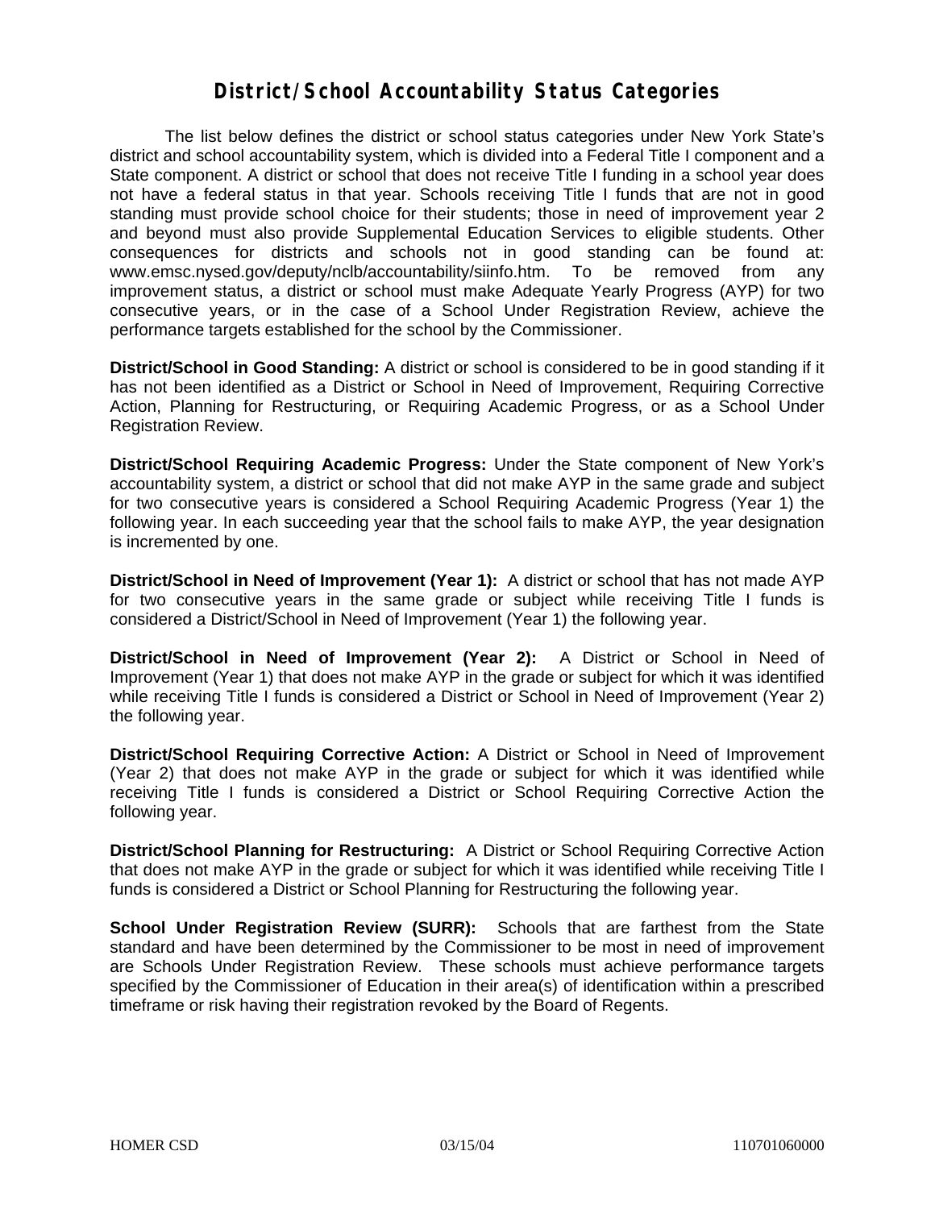# District/School Accountability Status Categories

The list below defines the district or school status categories under New York State's district and school accountability system, which is divided into a Federal Title I component and a State component. A district or school that does not receive Title I funding in a school year does not have a federal status in that year. Schools receiving Title I funds that are not in good standing must provide school choice for their students; those in need of improvement year 2 and beyond must also provide Supplemental Education Services to eligible students. Other consequences for districts and schools not in good standing can be found at: www.emsc.nysed.gov/deputy/nclb/accountability/siinfo.htm. To be removed from any improvement status, a district or school must make Adequate Yearly Progress (AYP) for two consecutive years, or in the case of a School Under Registration Review, achieve the performance targets established for the school by the Commissioner.

**District/School in Good Standing:** A district or school is considered to be in good standing if it has not been identified as a District or School in Need of Improvement, Requiring Corrective Action, Planning for Restructuring, or Requiring Academic Progress, or as a School Under Registration Review.

**District/School Requiring Academic Progress:** Under the State component of New York's accountability system, a district or school that did not make AYP in the same grade and subject for two consecutive years is considered a School Requiring Academic Progress (Year 1) the following year. In each succeeding year that the school fails to make AYP, the year designation is incremented by one.

**District/School in Need of Improvement (Year 1):** A district or school that has not made AYP for two consecutive years in the same grade or subject while receiving Title I funds is considered a District/School in Need of Improvement (Year 1) the following year.

**District/School in Need of Improvement (Year 2):** A District or School in Need of Improvement (Year 1) that does not make AYP in the grade or subject for which it was identified while receiving Title I funds is considered a District or School in Need of Improvement (Year 2) the following year.

**District/School Requiring Corrective Action:** A District or School in Need of Improvement (Year 2) that does not make AYP in the grade or subject for which it was identified while receiving Title I funds is considered a District or School Requiring Corrective Action the following year.

**District/School Planning for Restructuring:** A District or School Requiring Corrective Action that does not make AYP in the grade or subject for which it was identified while receiving Title I funds is considered a District or School Planning for Restructuring the following year.

**School Under Registration Review (SURR):** Schools that are farthest from the State standard and have been determined by the Commissioner to be most in need of improvement are Schools Under Registration Review. These schools must achieve performance targets specified by the Commissioner of Education in their area(s) of identification within a prescribed timeframe or risk having their registration revoked by the Board of Regents.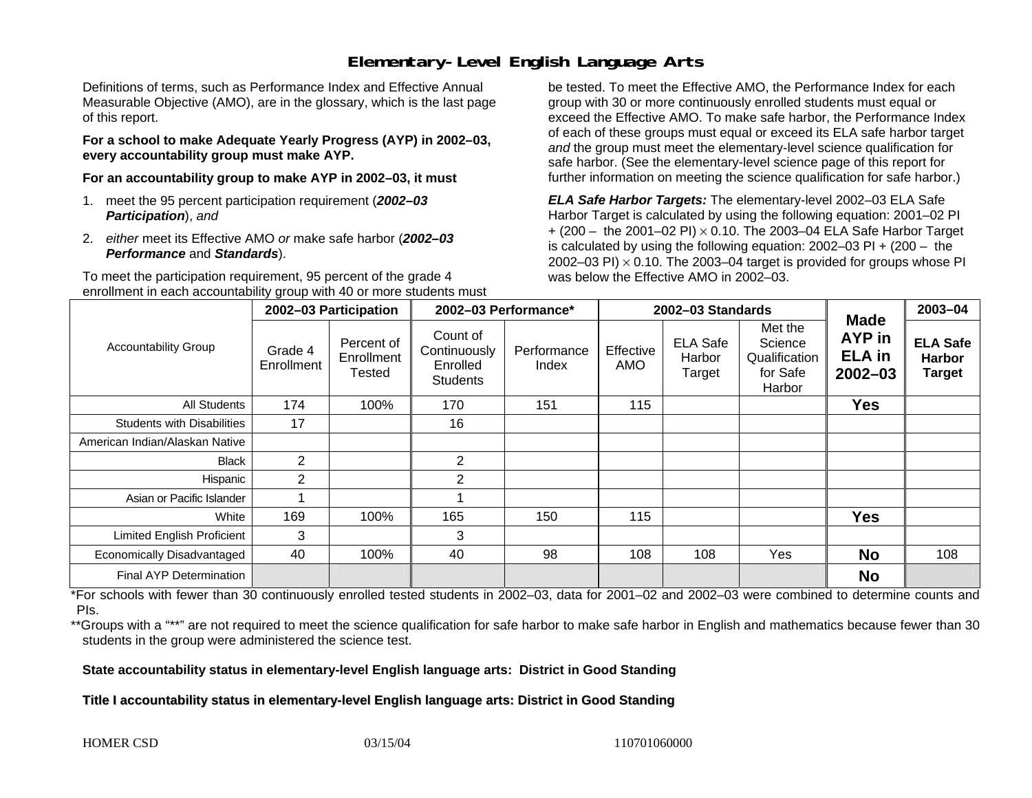# Elementary-Level English Language Arts

Definitions of terms, such as Performance Index and Effective Annual Measurable Objective (AMO), are in the glossary, which is the last page of this report.

**For a school to make Adequate Yearly Progress (AYP) in 2002–03, every accountability group must make AYP.**

**For an accountability group to make AYP in 2002–03, it must**

1. meet the 95 percent participation requirement (***2002–03 Participation***), *and*
2. *either* meet its Effective AMO *or* make safe harbor (***2002–03 Performance*** and ***Standards***).

To meet the participation requirement, 95 percent of the grade 4 enrollment in each accountability group with 40 or more students must be tested. To meet the Effective AMO, the Performance Index for each group with 30 or more continuously enrolled students must equal or exceed the Effective AMO. To make safe harbor, the Performance Index of each of these groups must equal or exceed its ELA safe harbor target *and* the group must meet the elementary-level science qualification for safe harbor. (See the elementary-level science page of this report for further information on meeting the science qualification for safe harbor.)

***ELA Safe Harbor Targets:*** The elementary-level 2002–03 ELA Safe Harbor Target is calculated by using the following equation: 2001–02 PI + (200 – the 2001–02 PI) $\times$ 0.10. The 2003–04 ELA Safe Harbor Target is calculated by using the following equation: 2002–03 PI + (200 – the 2002–03 PI) $\times$ 0.10. The 2003–04 target is provided for groups whose PI was below the Effective AMO in 2002–03.

| Accountability Group | 2002–03 Participation | | 2002–03 Performance* | | 2002–03 Standards | | | Made AYP in ELA in 2002–03 | 2003–04 |
|---|---|---|---|---|---|---|---|---|---|
| | Grade 4 Enrollment | Percent of Enrollment Tested | Count of Continuously Enrolled Students | Performance Index | Effective AMO | ELA Safe Harbor Target | Met the Science Qualification for Safe Harbor | | ELA Safe Harbor Target |
| All Students | 174 | 100% | 170 | 151 | 115 | | | **Yes** | |
| Students with Disabilities | 17 | | 16 | | | | | | |
| American Indian/Alaskan Native | | | | | | | | | |
| Black | 2 | | 2 | | | | | | |
| Hispanic | 2 | | 2 | | | | | | |
| Asian or Pacific Islander | 1 | | 1 | | | | | | |
| White | 169 | 100% | 165 | 150 | 115 | | | **Yes** | |
| Limited English Proficient | 3 | | 3 | | | | | | |
| Economically Disadvantaged | 40 | 100% | 40 | 98 | 108 | 108 | Yes | **No** | 108 |
| Final AYP Determination | | | | | | | | **No** | |

*For schools with fewer than 30 continuously enrolled tested students in 2002–03, data for 2001–02 and 2002–03 were combined to determine counts and PIs.

**Groups with a "**" are not required to meet the science qualification for safe harbor to make safe harbor in English and mathematics because fewer than 30 students in the group were administered the science test.

**State accountability status in elementary-level English language arts: District in Good Standing**

**Title I accountability status in elementary-level English language arts: District in Good Standing**

HOMER CSD 03/15/04 110701060000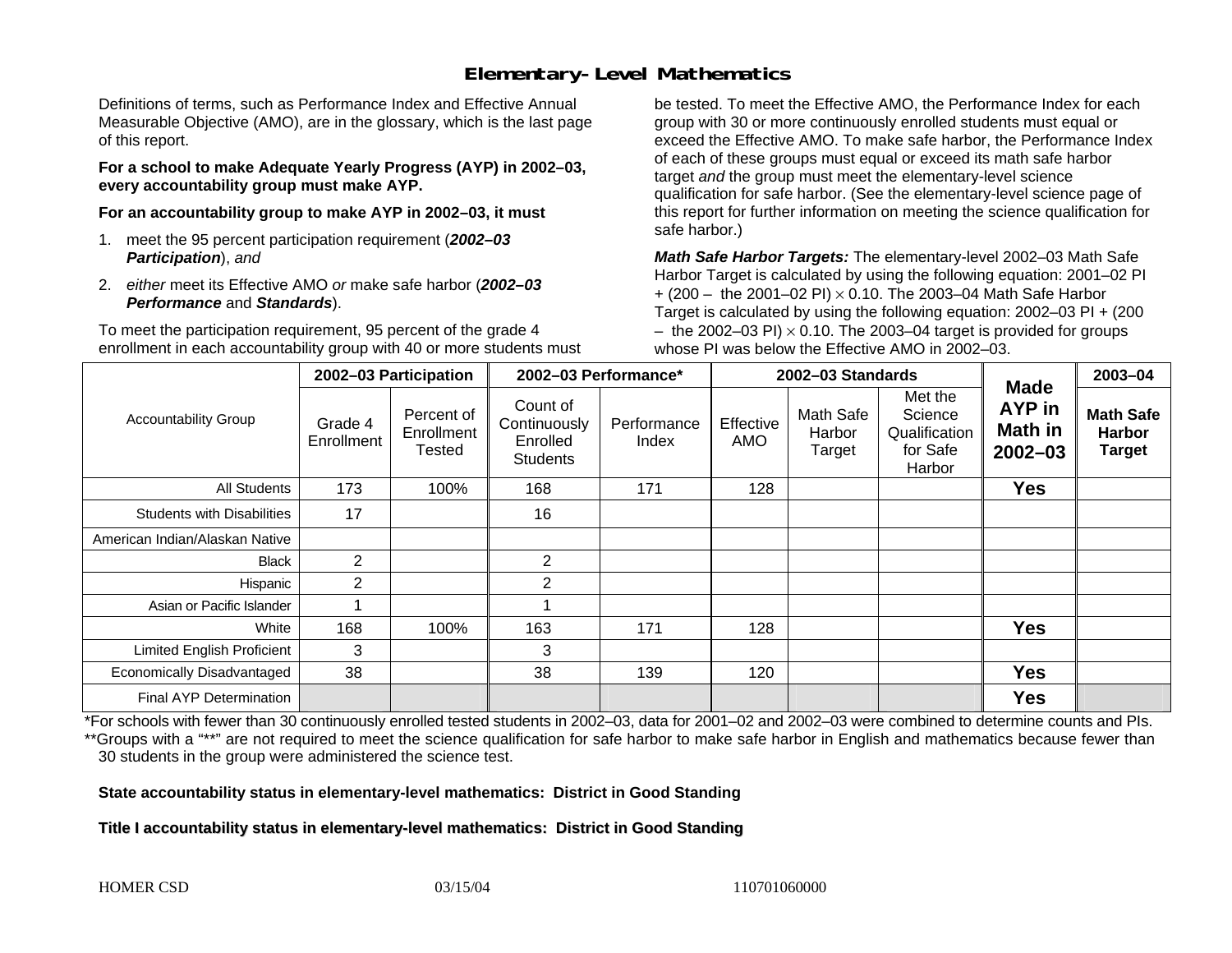## Elementary-Level Mathematics

Definitions of terms, such as Performance Index and Effective Annual Measurable Objective (AMO), are in the glossary, which is the last page of this report.

**For a school to make Adequate Yearly Progress (AYP) in 2002–03, every accountability group must make AYP.**

**For an accountability group to make AYP in 2002–03, it must**

1. meet the 95 percent participation requirement (***2002–03 Participation***), *and*
2. *either* meet its Effective AMO *or* make safe harbor (***2002–03 Performance*** and ***Standards***).

To meet the participation requirement, 95 percent of the grade 4 enrollment in each accountability group with 40 or more students must be tested. To meet the Effective AMO, the Performance Index for each group with 30 or more continuously enrolled students must equal or exceed the Effective AMO. To make safe harbor, the Performance Index of each of these groups must equal or exceed its math safe harbor target *and* the group must meet the elementary-level science qualification for safe harbor. (See the elementary-level science page of this report for further information on meeting the science qualification for safe harbor.)

***Math Safe Harbor Targets:*** The elementary-level 2002–03 Math Safe Harbor Target is calculated by using the following equation: 2001–02 PI + (200 – the 2001–02 PI) × 0.10. The 2003–04 Math Safe Harbor Target is calculated by using the following equation: 2002–03 PI + (200 – the 2002–03 PI) × 0.10. The 2003–04 target is provided for groups whose PI was below the Effective AMO in 2002–03.

| Accountability Group | 2002–03 Participation | | 2002–03 Performance* | | 2002–03 Standards | | | Made AYP in Math in 2002–03 | 2003–04 |
|---|---|---|---|---|---|---|---|---|---|
| | Grade 4 Enrollment | Percent of Enrollment Tested | Count of Continuously Enrolled Students | Performance Index | Effective AMO | Math Safe Harbor Target | Met the Science Qualification for Safe Harbor | | Math Safe Harbor Target |
| All Students | 173 | 100% | 168 | 171 | 128 | | | **Yes** | |
| Students with Disabilities | 17 | | 16 | | | | | | |
| American Indian/Alaskan Native | | | | | | | | | |
| Black | 2 | | 2 | | | | | | |
| Hispanic | 2 | | 2 | | | | | | |
| Asian or Pacific Islander | 1 | | 1 | | | | | | |
| White | 168 | 100% | 163 | 171 | 128 | | | **Yes** | |
| Limited English Proficient | 3 | | 3 | | | | | | |
| Economically Disadvantaged | 38 | | 38 | 139 | 120 | | | **Yes** | |
| Final AYP Determination | | | | | | | | **Yes** | |

*For schools with fewer than 30 continuously enrolled tested students in 2002–03, data for 2001–02 and 2002–03 were combined to determine counts and PIs.

**Groups with a "**" are not required to meet the science qualification for safe harbor to make safe harbor in English and mathematics because fewer than 30 students in the group were administered the science test.

**State accountability status in elementary-level mathematics: District in Good Standing**

**Title I accountability status in elementary-level mathematics: District in Good Standing**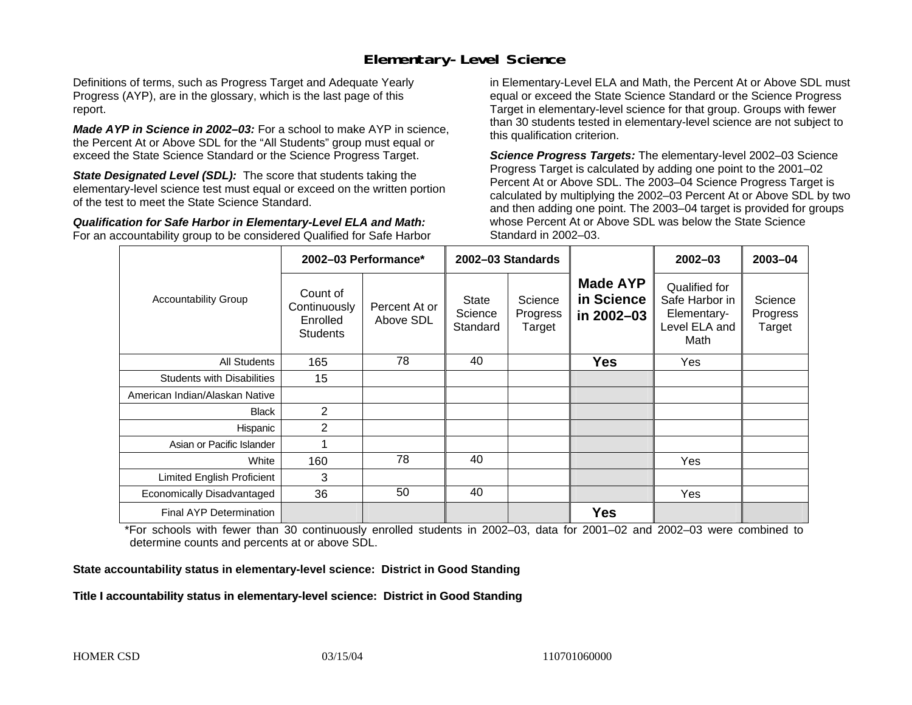# Elementary-Level Science

Definitions of terms, such as Progress Target and Adequate Yearly Progress (AYP), are in the glossary, which is the last page of this report.

***Made AYP in Science in 2002–03:*** For a school to make AYP in science, the Percent At or Above SDL for the "All Students" group must equal or exceed the State Science Standard or the Science Progress Target.

***State Designated Level (SDL):*** The score that students taking the elementary-level science test must equal or exceed on the written portion of the test to meet the State Science Standard.

***Qualification for Safe Harbor in Elementary-Level ELA and Math:*** For an accountability group to be considered Qualified for Safe Harbor in Elementary-Level ELA and Math, the Percent At or Above SDL must equal or exceed the State Science Standard or the Science Progress Target in elementary-level science for that group. Groups with fewer than 30 students tested in elementary-level science are not subject to this qualification criterion.

***Science Progress Targets:*** The elementary-level 2002–03 Science Progress Target is calculated by adding one point to the 2001–02 Percent At or Above SDL. The 2003–04 Science Progress Target is calculated by multiplying the 2002–03 Percent At or Above SDL by two and then adding one point. The 2003–04 target is provided for groups whose Percent At or Above SDL was below the State Science Standard in 2002–03.

| Accountability Group | 2002–03 Performance* | | 2002–03 Standards | | Made AYP in Science in 2002–03 | 2002–03 | 2003–04 |
|---|---|---|---|---|---|---|---|
| | Count of Continuously Enrolled Students | Percent At or Above SDL | State Science Standard | Science Progress Target | | Qualified for Safe Harbor in Elementary-Level ELA and Math | Science Progress Target |
| All Students | 165 | 78 | 40 | | **Yes** | Yes | |
| Students with Disabilities | 15 | | | | | | |
| American Indian/Alaskan Native | | | | | | | |
| Black | 2 | | | | | | |
| Hispanic | 2 | | | | | | |
| Asian or Pacific Islander | 1 | | | | | | |
| White | 160 | 78 | 40 | | | Yes | |
| Limited English Proficient | 3 | | | | | | |
| Economically Disadvantaged | 36 | 50 | 40 | | | Yes | |
| Final AYP Determination | | | | | **Yes** | | |

*For schools with fewer than 30 continuously enrolled students in 2002–03, data for 2001–02 and 2002–03 were combined to determine counts and percents at or above SDL.

**State accountability status in elementary-level science: District in Good Standing**

**Title I accountability status in elementary-level science: District in Good Standing**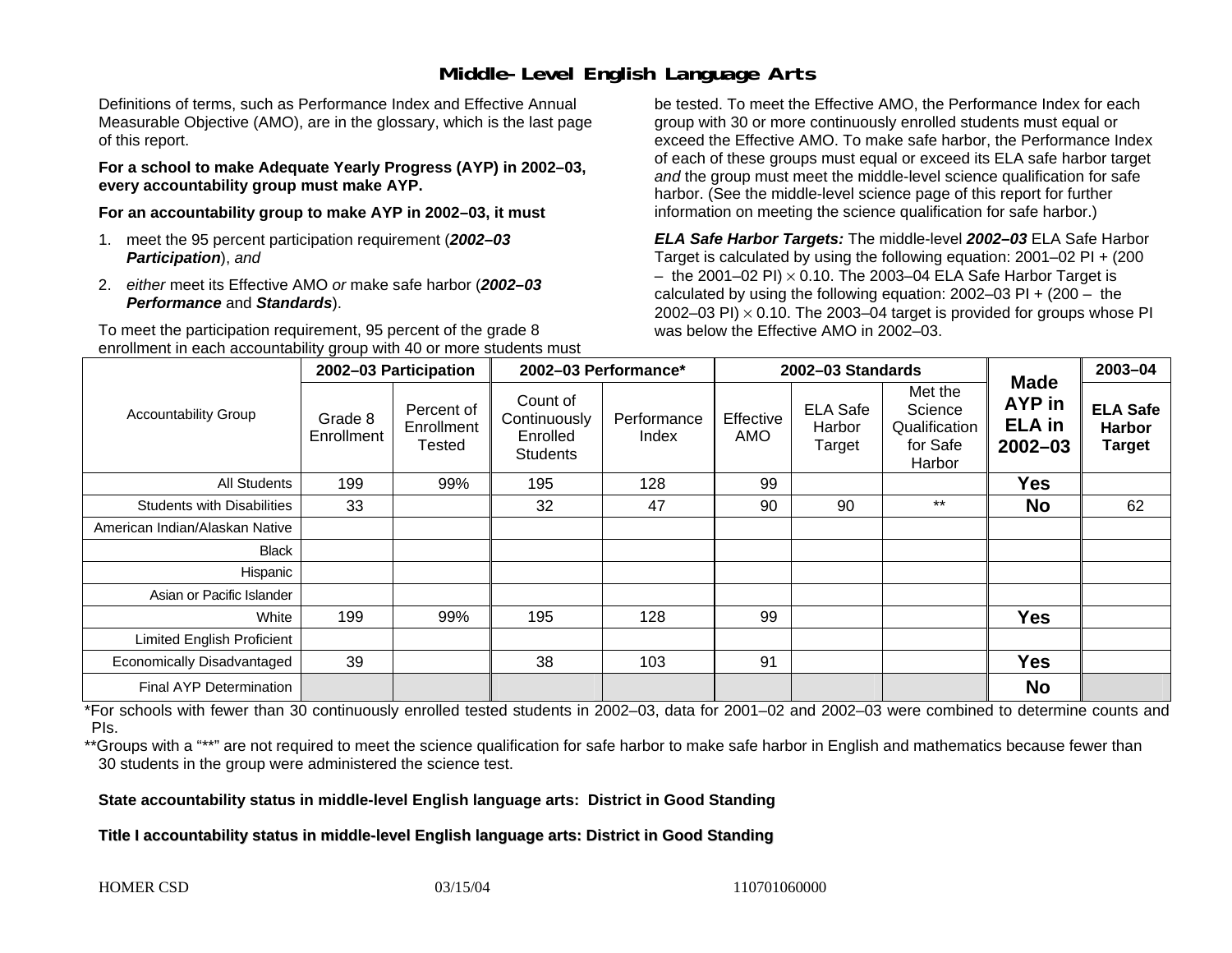# Middle-Level English Language Arts

Definitions of terms, such as Performance Index and Effective Annual Measurable Objective (AMO), are in the glossary, which is the last page of this report.

**For a school to make Adequate Yearly Progress (AYP) in 2002–03, every accountability group must make AYP.**

**For an accountability group to make AYP in 2002–03, it must**

1. meet the 95 percent participation requirement (***2002–03 Participation***), *and*
2. *either* meet its Effective AMO *or* make safe harbor (***2002–03 Performance*** and ***Standards***).

To meet the participation requirement, 95 percent of the grade 8 enrollment in each accountability group with 40 or more students must be tested. To meet the Effective AMO, the Performance Index for each group with 30 or more continuously enrolled students must equal or exceed the Effective AMO. To make safe harbor, the Performance Index of each of these groups must equal or exceed its ELA safe harbor target *and* the group must meet the middle-level science qualification for safe harbor. (See the middle-level science page of this report for further information on meeting the science qualification for safe harbor.)

***ELA Safe Harbor Targets:*** The middle-level ***2002–03*** ELA Safe Harbor Target is calculated by using the following equation: 2001–02 PI + (200 – the 2001–02 PI) $\times$ 0.10. The 2003–04 ELA Safe Harbor Target is calculated by using the following equation: 2002–03 PI + (200 – the 2002–03 PI) $\times$ 0.10. The 2003–04 target is provided for groups whose PI was below the Effective AMO in 2002–03.

| Accountability Group | 2002–03 Participation | | 2002–03 Performance* | | 2002–03 Standards | | | Made AYP in ELA in 2002–03 | 2003–04 |
|---|---|---|---|---|---|---|---|---|---|
| | Grade 8 Enrollment | Percent of Enrollment Tested | Count of Continuously Enrolled Students | Performance Index | Effective AMO | ELA Safe Harbor Target | Met the Science Qualification for Safe Harbor | | ELA Safe Harbor Target |
| All Students | 199 | 99% | 195 | 128 | 99 | | | **Yes** | |
| Students with Disabilities | 33 | | 32 | 47 | 90 | 90 | ** | **No** | 62 |
| American Indian/Alaskan Native | | | | | | | | | |
| Black | | | | | | | | | |
| Hispanic | | | | | | | | | |
| Asian or Pacific Islander | | | | | | | | | |
| White | 199 | 99% | 195 | 128 | 99 | | | **Yes** | |
| Limited English Proficient | | | | | | | | | |
| Economically Disadvantaged | 39 | | 38 | 103 | 91 | | | **Yes** | |
| Final AYP Determination | | | | | | | | **No** | |

*For schools with fewer than 30 continuously enrolled tested students in 2002–03, data for 2001–02 and 2002–03 were combined to determine counts and PIs.

**Groups with a "**" are not required to meet the science qualification for safe harbor to make safe harbor in English and mathematics because fewer than 30 students in the group were administered the science test.

**State accountability status in middle-level English language arts: District in Good Standing**

**Title I accountability status in middle-level English language arts: District in Good Standing**

HOMER CSD 03/15/04 110701060000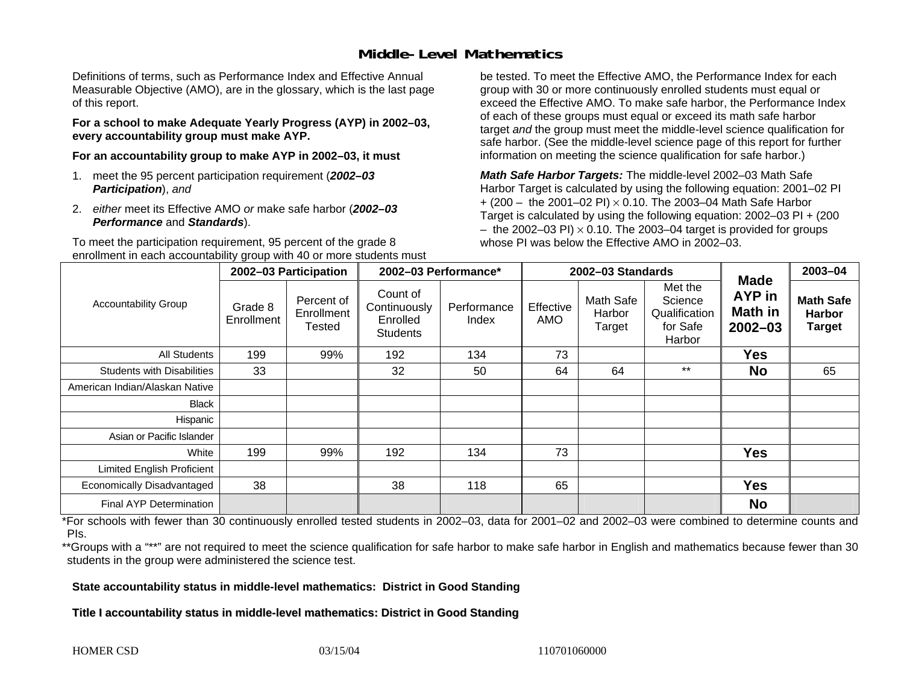## Middle-Level Mathematics

Definitions of terms, such as Performance Index and Effective Annual Measurable Objective (AMO), are in the glossary, which is the last page of this report.

**For a school to make Adequate Yearly Progress (AYP) in 2002–03, every accountability group must make AYP.**

**For an accountability group to make AYP in 2002–03, it must**

1. meet the 95 percent participation requirement (***2002–03 Participation***), *and*
2. *either* meet its Effective AMO *or* make safe harbor (***2002–03 Performance*** and ***Standards***).

To meet the participation requirement, 95 percent of the grade 8 enrollment in each accountability group with 40 or more students must be tested. To meet the Effective AMO, the Performance Index for each group with 30 or more continuously enrolled students must equal or exceed the Effective AMO. To make safe harbor, the Performance Index of each of these groups must equal or exceed its math safe harbor target *and* the group must meet the middle-level science qualification for safe harbor. (See the middle-level science page of this report for further information on meeting the science qualification for safe harbor.)

***Math Safe Harbor Targets:*** The middle-level 2002–03 Math Safe Harbor Target is calculated by using the following equation: 2001–02 PI + (200 – the 2001–02 PI) $\times$ 0.10. The 2003–04 Math Safe Harbor Target is calculated by using the following equation: 2002–03 PI + (200 – the 2002–03 PI) $\times$ 0.10. The 2003–04 target is provided for groups whose PI was below the Effective AMO in 2002–03.

| Accountability Group | 2002–03 Participation | | 2002–03 Performance* | | 2002–03 Standards | | | Made AYP in Math in 2002–03 | 2003–04 |
|---|---|---|---|---|---|---|---|---|---|
| | Grade 8 Enrollment | Percent of Enrollment Tested | Count of Continuously Enrolled Students | Performance Index | Effective AMO | Math Safe Harbor Target | Met the Science Qualification for Safe Harbor | | Math Safe Harbor Target |
| All Students | 199 | 99% | 192 | 134 | 73 | | | **Yes** | |
| Students with Disabilities | 33 | | 32 | 50 | 64 | 64 | ** | **No** | 65 |
| American Indian/Alaskan Native | | | | | | | | | |
| Black | | | | | | | | | |
| Hispanic | | | | | | | | | |
| Asian or Pacific Islander | | | | | | | | | |
| White | 199 | 99% | 192 | 134 | 73 | | | **Yes** | |
| Limited English Proficient | | | | | | | | | |
| Economically Disadvantaged | 38 | | 38 | 118 | 65 | | | **Yes** | |
| Final AYP Determination | | | | | | | | **No** | |

*For schools with fewer than 30 continuously enrolled tested students in 2002–03, data for 2001–02 and 2002–03 were combined to determine counts and PIs.

**Groups with a "**" are not required to meet the science qualification for safe harbor to make safe harbor in English and mathematics because fewer than 30 students in the group were administered the science test.

**State accountability status in middle-level mathematics: District in Good Standing**

**Title I accountability status in middle-level mathematics: District in Good Standing**

HOMER CSD 03/15/04 110701060000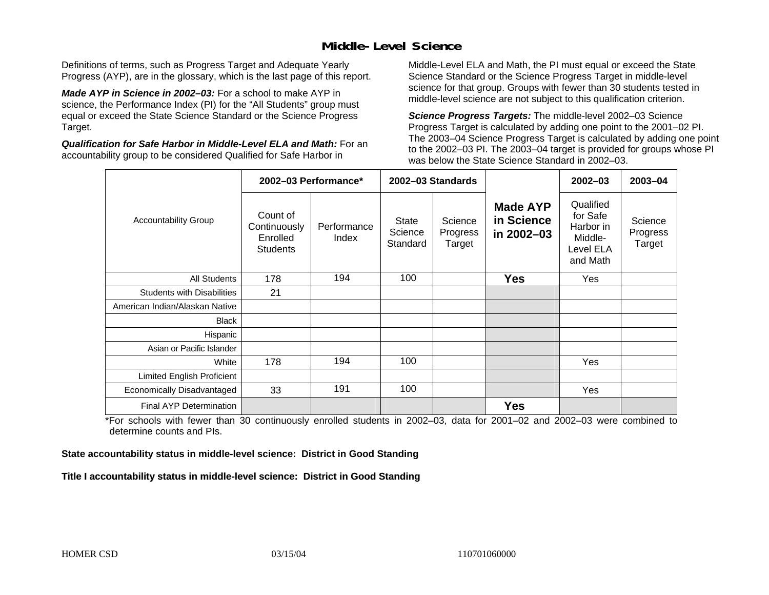## Middle-Level Science

Definitions of terms, such as Progress Target and Adequate Yearly Progress (AYP), are in the glossary, which is the last page of this report.

***Made AYP in Science in 2002–03:*** For a school to make AYP in science, the Performance Index (PI) for the "All Students" group must equal or exceed the State Science Standard or the Science Progress Target.

***Qualification for Safe Harbor in Middle-Level ELA and Math:*** For an accountability group to be considered Qualified for Safe Harbor in Middle-Level ELA and Math, the PI must equal or exceed the State Science Standard or the Science Progress Target in middle-level science for that group. Groups with fewer than 30 students tested in middle-level science are not subject to this qualification criterion.

***Science Progress Targets:*** The middle-level 2002–03 Science Progress Target is calculated by adding one point to the 2001–02 PI. The 2003–04 Science Progress Target is calculated by adding one point to the 2002–03 PI. The 2003–04 target is provided for groups whose PI was below the State Science Standard in 2002–03.

| Accountability Group | 2002–03 Performance* | | 2002–03 Standards | | Made AYP in Science in 2002–03 | 2002–03 | 2003–04 |
|---|---|---|---|---|---|---|---|
| | Count of Continuously Enrolled Students | Performance Index | State Science Standard | Science Progress Target | | Qualified for Safe Harbor in Middle-Level ELA and Math | Science Progress Target |
| All Students | 178 | 194 | 100 | | **Yes** | Yes | |
| Students with Disabilities | 21 | | | | | | |
| American Indian/Alaskan Native | | | | | | | |
| Black | | | | | | | |
| Hispanic | | | | | | | |
| Asian or Pacific Islander | | | | | | | |
| White | 178 | 194 | 100 | | | Yes | |
| Limited English Proficient | | | | | | | |
| Economically Disadvantaged | 33 | 191 | 100 | | | Yes | |
| Final AYP Determination | | | | | **Yes** | | |

*For schools with fewer than 30 continuously enrolled students in 2002–03, data for 2001–02 and 2002–03 were combined to determine counts and PIs.

**State accountability status in middle-level science: District in Good Standing**

**Title I accountability status in middle-level science: District in Good Standing**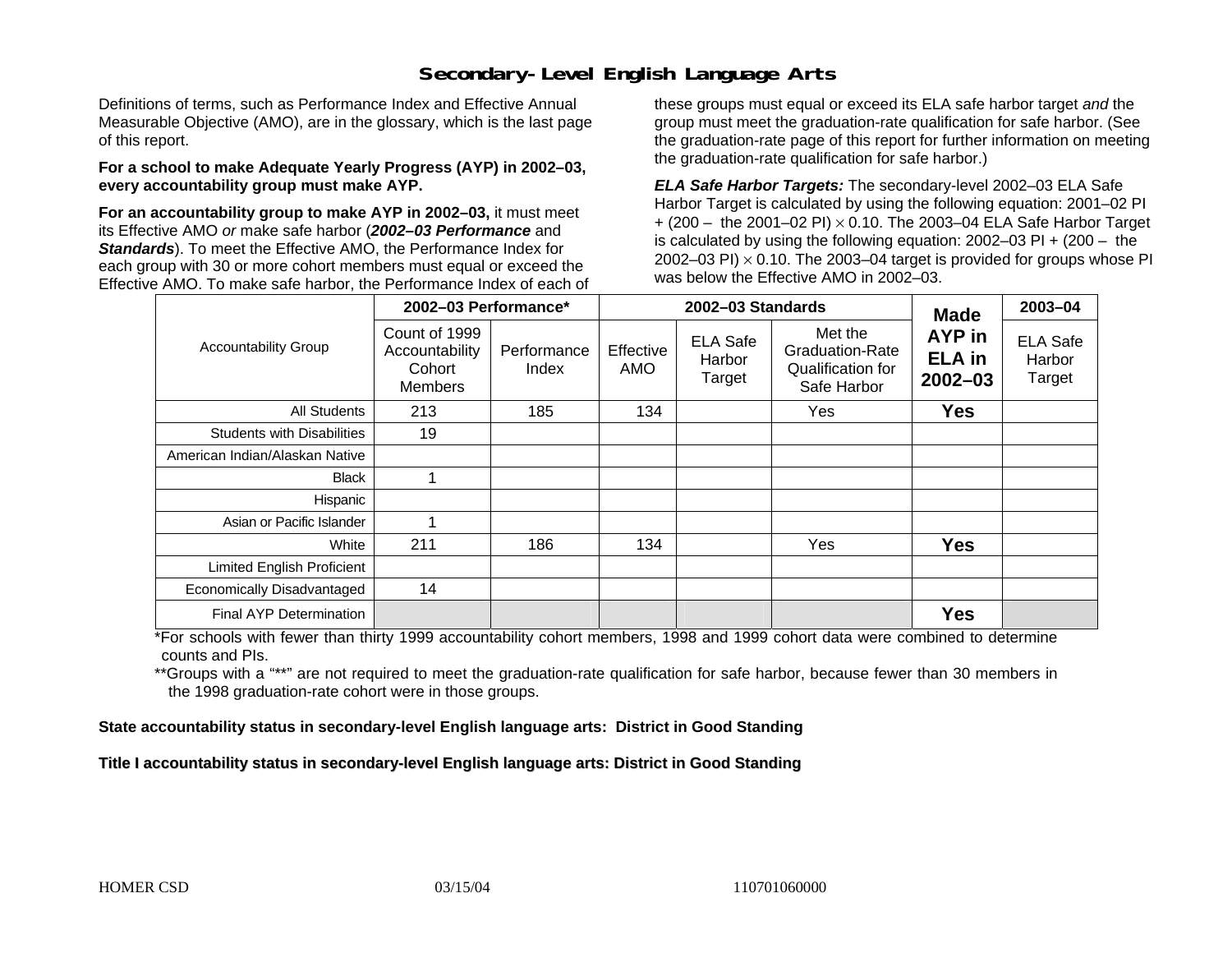## Secondary-Level English Language Arts

Definitions of terms, such as Performance Index and Effective Annual Measurable Objective (AMO), are in the glossary, which is the last page of this report.

**For a school to make Adequate Yearly Progress (AYP) in 2002–03, every accountability group must make AYP.**

**For an accountability group to make AYP in 2002–03,** it must meet its Effective AMO *or* make safe harbor (***2002–03 Performance*** and ***Standards***). To meet the Effective AMO, the Performance Index for each group with 30 or more cohort members must equal or exceed the Effective AMO. To make safe harbor, the Performance Index of each of these groups must equal or exceed its ELA safe harbor target *and* the group must meet the graduation-rate qualification for safe harbor. (See the graduation-rate page of this report for further information on meeting the graduation-rate qualification for safe harbor.)

***ELA Safe Harbor Targets:*** The secondary-level 2002–03 ELA Safe Harbor Target is calculated by using the following equation: 2001–02 PI + (200 – the 2001–02 PI) × 0.10. The 2003–04 ELA Safe Harbor Target is calculated by using the following equation: 2002–03 PI + (200 – the 2002–03 PI) × 0.10. The 2003–04 target is provided for groups whose PI was below the Effective AMO in 2002–03.

| Accountability Group | 2002–03 Performance* | | 2002–03 Standards | | | Made AYP in ELA in 2002–03 | 2003–04 |
|---|---|---|---|---|---|---|---|
| | Count of 1999 Accountability Cohort Members | Performance Index | Effective AMO | ELA Safe Harbor Target | Met the Graduation-Rate Qualification for Safe Harbor | | ELA Safe Harbor Target |
| All Students | 213 | 185 | 134 | | Yes | **Yes** | |
| Students with Disabilities | 19 | | | | | | |
| American Indian/Alaskan Native | | | | | | | |
| Black | 1 | | | | | | |
| Hispanic | | | | | | | |
| Asian or Pacific Islander | 1 | | | | | | |
| White | 211 | 186 | 134 | | Yes | **Yes** | |
| Limited English Proficient | | | | | | | |
| Economically Disadvantaged | 14 | | | | | | |
| Final AYP Determination | | | | | | **Yes** | |

*For schools with fewer than thirty 1999 accountability cohort members, 1998 and 1999 cohort data were combined to determine counts and PIs.

**Groups with a "**" are not required to meet the graduation-rate qualification for safe harbor, because fewer than 30 members in the 1998 graduation-rate cohort were in those groups.

**State accountability status in secondary-level English language arts: District in Good Standing**

**Title I accountability status in secondary-level English language arts: District in Good Standing**

HOMER CSD 03/15/04 110701060000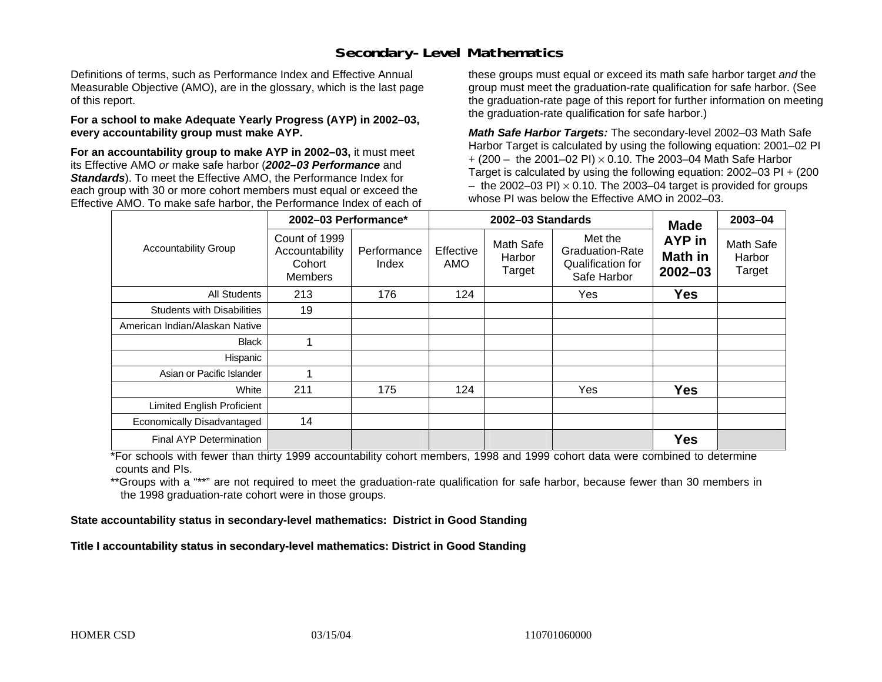# Secondary-Level Mathematics

Definitions of terms, such as Performance Index and Effective Annual Measurable Objective (AMO), are in the glossary, which is the last page of this report.

**For a school to make Adequate Yearly Progress (AYP) in 2002–03, every accountability group must make AYP.**

**For an accountability group to make AYP in 2002–03,** it must meet its Effective AMO *or* make safe harbor (***2002–03 Performance*** and ***Standards***). To meet the Effective AMO, the Performance Index for each group with 30 or more cohort members must equal or exceed the Effective AMO. To make safe harbor, the Performance Index of each of these groups must equal or exceed its math safe harbor target *and* the group must meet the graduation-rate qualification for safe harbor. (See the graduation-rate page of this report for further information on meeting the graduation-rate qualification for safe harbor.)

***Math Safe Harbor Targets:*** The secondary-level 2002–03 Math Safe Harbor Target is calculated by using the following equation: 2001–02 PI + (200 – the 2001–02 PI) $\times$ 0.10. The 2003–04 Math Safe Harbor Target is calculated by using the following equation: 2002–03 PI + (200 – the 2002–03 PI) $\times$ 0.10. The 2003–04 target is provided for groups whose PI was below the Effective AMO in 2002–03.

| Accountability Group | 2002–03 Performance* | | 2002–03 Standards | | | Made AYP in Math in 2002–03 | 2003–04 |
|---|---|---|---|---|---|---|---|
| | Count of 1999 Accountability Cohort Members | Performance Index | Effective AMO | Math Safe Harbor Target | Met the Graduation-Rate Qualification for Safe Harbor | | Math Safe Harbor Target |
| All Students | 213 | 176 | 124 | | Yes | **Yes** | |
| Students with Disabilities | 19 | | | | | | |
| American Indian/Alaskan Native | | | | | | | |
| Black | 1 | | | | | | |
| Hispanic | | | | | | | |
| Asian or Pacific Islander | 1 | | | | | | |
| White | 211 | 175 | 124 | | Yes | **Yes** | |
| Limited English Proficient | | | | | | | |
| Economically Disadvantaged | 14 | | | | | | |
| Final AYP Determination | | | | | | **Yes** | |

*For schools with fewer than thirty 1999 accountability cohort members, 1998 and 1999 cohort data were combined to determine counts and PIs.

**Groups with a "**" are not required to meet the graduation-rate qualification for safe harbor, because fewer than 30 members in the 1998 graduation-rate cohort were in those groups.

**State accountability status in secondary-level mathematics: District in Good Standing**

**Title I accountability status in secondary-level mathematics: District in Good Standing**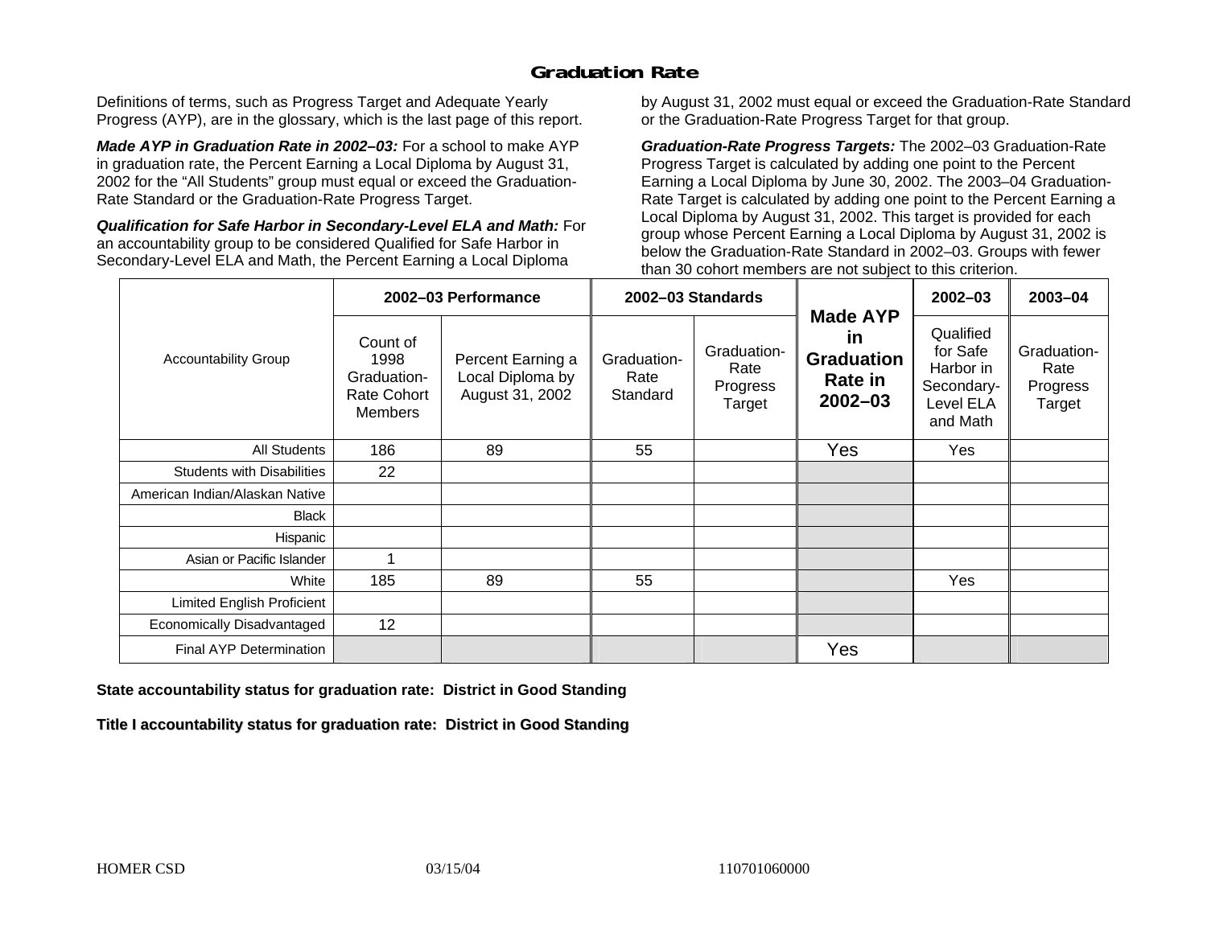## Graduation Rate

Definitions of terms, such as Progress Target and Adequate Yearly Progress (AYP), are in the glossary, which is the last page of this report.

***Made AYP in Graduation Rate in 2002–03:*** For a school to make AYP in graduation rate, the Percent Earning a Local Diploma by August 31, 2002 for the "All Students" group must equal or exceed the Graduation-Rate Standard or the Graduation-Rate Progress Target.

***Qualification for Safe Harbor in Secondary-Level ELA and Math:*** For an accountability group to be considered Qualified for Safe Harbor in Secondary-Level ELA and Math, the Percent Earning a Local Diploma by August 31, 2002 must equal or exceed the Graduation-Rate Standard or the Graduation-Rate Progress Target for that group.

***Graduation-Rate Progress Targets:*** The 2002–03 Graduation-Rate Progress Target is calculated by adding one point to the Percent Earning a Local Diploma by June 30, 2002. The 2003–04 Graduation-Rate Target is calculated by adding one point to the Percent Earning a Local Diploma by August 31, 2002. This target is provided for each group whose Percent Earning a Local Diploma by August 31, 2002 is below the Graduation-Rate Standard in 2002–03. Groups with fewer than 30 cohort members are not subject to this criterion.

| Accountability Group | 2002–03 Performance | | 2002–03 Standards | | Made AYP in Graduation Rate in 2002–03 | 2002–03 | 2003–04 |
|---|---|---|---|---|---|---|---|
| | Count of 1998 Graduation-Rate Cohort Members | Percent Earning a Local Diploma by August 31, 2002 | Graduation-Rate Standard | Graduation-Rate Progress Target | | Qualified for Safe Harbor in Secondary-Level ELA and Math | Graduation-Rate Progress Target |
| All Students | 186 | 89 | 55 | | Yes | Yes | |
| Students with Disabilities | 22 | | | | | | |
| American Indian/Alaskan Native | | | | | | | |
| Black | | | | | | | |
| Hispanic | | | | | | | |
| Asian or Pacific Islander | 1 | | | | | | |
| White | 185 | 89 | 55 | | | Yes | |
| Limited English Proficient | | | | | | | |
| Economically Disadvantaged | 12 | | | | | | |
| Final AYP Determination | | | | | Yes | | |

**State accountability status for graduation rate: District in Good Standing**

**Title I accountability status for graduation rate: District in Good Standing**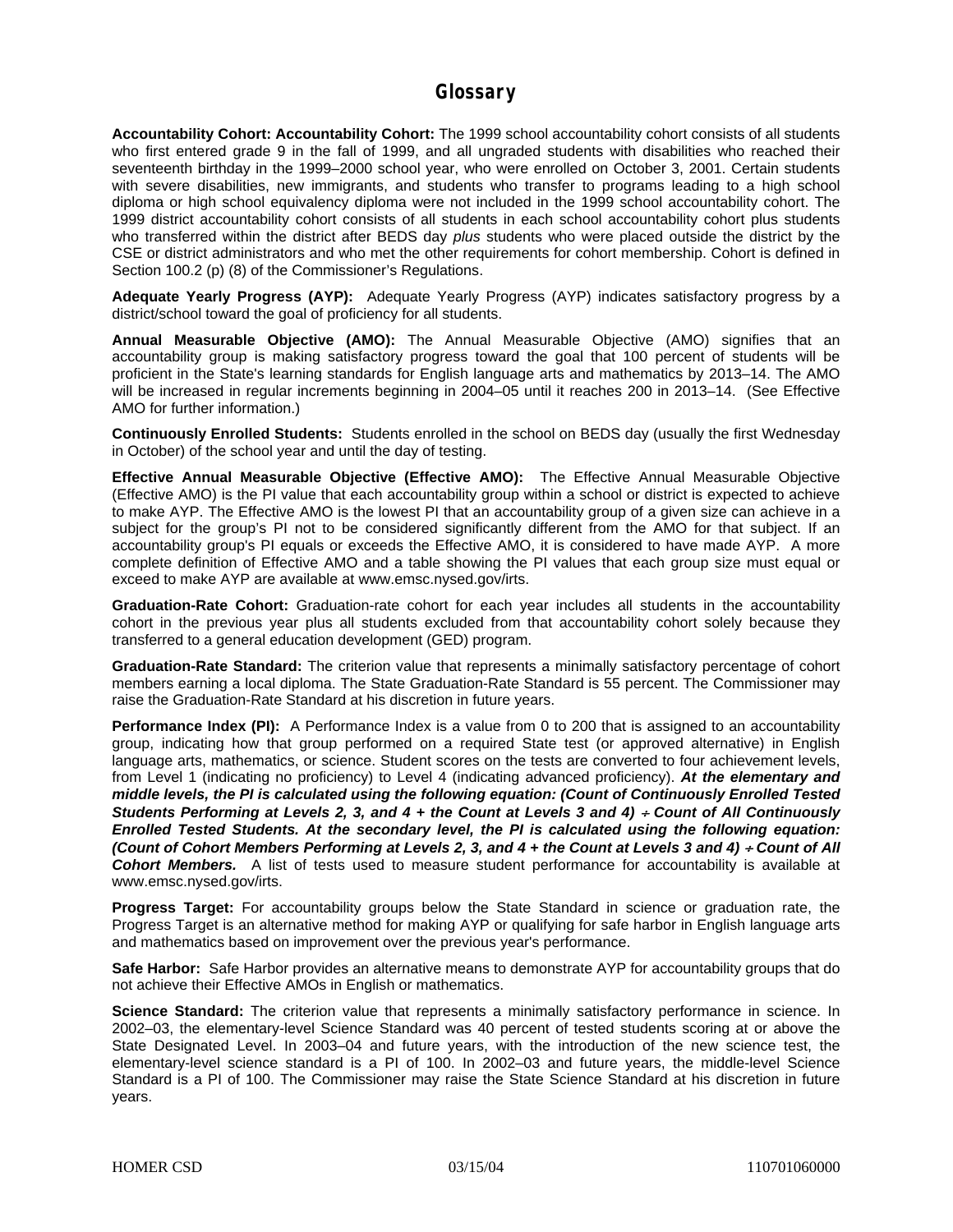# Glossary

**Accountability Cohort: Accountability Cohort:** The 1999 school accountability cohort consists of all students who first entered grade 9 in the fall of 1999, and all ungraded students with disabilities who reached their seventeenth birthday in the 1999–2000 school year, who were enrolled on October 3, 2001. Certain students with severe disabilities, new immigrants, and students who transfer to programs leading to a high school diploma or high school equivalency diploma were not included in the 1999 school accountability cohort. The 1999 district accountability cohort consists of all students in each school accountability cohort plus students who transferred within the district after BEDS day *plus* students who were placed outside the district by the CSE or district administrators and who met the other requirements for cohort membership. Cohort is defined in Section 100.2 (p) (8) of the Commissioner's Regulations.

**Adequate Yearly Progress (AYP):** Adequate Yearly Progress (AYP) indicates satisfactory progress by a district/school toward the goal of proficiency for all students.

**Annual Measurable Objective (AMO):** The Annual Measurable Objective (AMO) signifies that an accountability group is making satisfactory progress toward the goal that 100 percent of students will be proficient in the State's learning standards for English language arts and mathematics by 2013–14. The AMO will be increased in regular increments beginning in 2004–05 until it reaches 200 in 2013–14. (See Effective AMO for further information.)

**Continuously Enrolled Students:** Students enrolled in the school on BEDS day (usually the first Wednesday in October) of the school year and until the day of testing.

**Effective Annual Measurable Objective (Effective AMO):** The Effective Annual Measurable Objective (Effective AMO) is the PI value that each accountability group within a school or district is expected to achieve to make AYP. The Effective AMO is the lowest PI that an accountability group of a given size can achieve in a subject for the group's PI not to be considered significantly different from the AMO for that subject. If an accountability group's PI equals or exceeds the Effective AMO, it is considered to have made AYP. A more complete definition of Effective AMO and a table showing the PI values that each group size must equal or exceed to make AYP are available at www.emsc.nysed.gov/irts.

**Graduation-Rate Cohort:** Graduation-rate cohort for each year includes all students in the accountability cohort in the previous year plus all students excluded from that accountability cohort solely because they transferred to a general education development (GED) program.

**Graduation-Rate Standard:** The criterion value that represents a minimally satisfactory percentage of cohort members earning a local diploma. The State Graduation-Rate Standard is 55 percent. The Commissioner may raise the Graduation-Rate Standard at his discretion in future years.

**Performance Index (PI):** A Performance Index is a value from 0 to 200 that is assigned to an accountability group, indicating how that group performed on a required State test (or approved alternative) in English language arts, mathematics, or science. Student scores on the tests are converted to four achievement levels, from Level 1 (indicating no proficiency) to Level 4 (indicating advanced proficiency). ***At the elementary and middle levels, the PI is calculated using the following equation: (Count of Continuously Enrolled Tested Students Performing at Levels 2, 3, and 4 + the Count at Levels 3 and 4) ÷ Count of All Continuously Enrolled Tested Students. At the secondary level, the PI is calculated using the following equation: (Count of Cohort Members Performing at Levels 2, 3, and 4 + the Count at Levels 3 and 4) ÷ Count of All Cohort Members.*** A list of tests used to measure student performance for accountability is available at www.emsc.nysed.gov/irts.

**Progress Target:** For accountability groups below the State Standard in science or graduation rate, the Progress Target is an alternative method for making AYP or qualifying for safe harbor in English language arts and mathematics based on improvement over the previous year's performance.

**Safe Harbor:** Safe Harbor provides an alternative means to demonstrate AYP for accountability groups that do not achieve their Effective AMOs in English or mathematics.

**Science Standard:** The criterion value that represents a minimally satisfactory performance in science. In 2002–03, the elementary-level Science Standard was 40 percent of tested students scoring at or above the State Designated Level. In 2003–04 and future years, with the introduction of the new science test, the elementary-level science standard is a PI of 100. In 2002–03 and future years, the middle-level Science Standard is a PI of 100. The Commissioner may raise the State Science Standard at his discretion in future years.